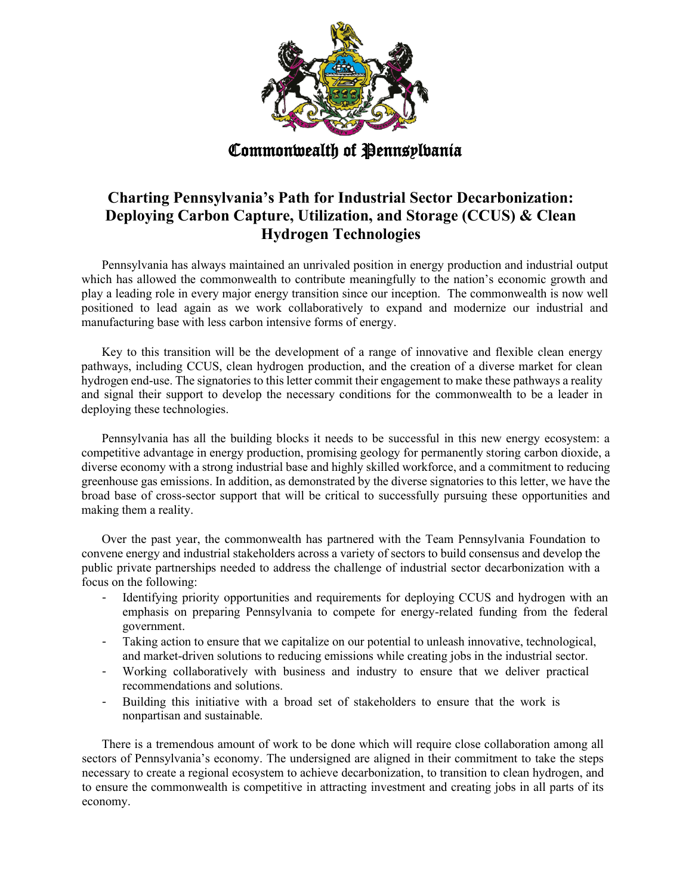Commonwealth of Pennsylvania

# Charting Pennsylvania's Path for Industrial Sector Decarbonization: Deploying Carbon Capture, Utilization, and Storage (CCUS) & Clean Hydrogen Technologies

Pennsylvania has always maintained an unrivaled position in energy production and industrial output which has allowed the commonwealth to contribute meaningfully to the nation's economic growth and play a leading role in every major energy transition since our inception. The commonwealth is now well positioned to lead again as we work collaboratively to expand and modernize our industrial and manufacturing base with less carbon intensive forms of energy.

Key to this transition will be the development of a range of innovative and flexible clean energy pathways, including CCUS, clean hydrogen production, and the creation of a diverse market for clean hydrogen end-use. The signatories to this letter commit their engagement to make these pathways a reality and signal their support to develop the necessary conditions for the commonwealth to be a leader in deploying these technologies.

Pennsylvania has all the building blocks it needs to be successful in this new energy ecosystem: a competitive advantage in energy production, promising geology for permanently storing carbon dioxide, a diverse economy with a strong industrial base and highly skilled workforce, and a commitment to reducing greenhouse gas emissions. In addition, as demonstrated by the diverse signatories to this letter, we have the broad base of cross-sector support that will be critical to successfully pursuing these opportunities and making them a reality.

Over the past year, the commonwealth has partnered with the Team Pennsylvania Foundation to convene energy and industrial stakeholders across a variety of sectors to build consensus and develop the public private partnerships needed to address the challenge of industrial sector decarbonization with a focus on the following:

- Identifying priority opportunities and requirements for deploying CCUS and hydrogen with an emphasis on preparing Pennsylvania to compete for energy-related funding from the federal government.
- Taking action to ensure that we capitalize on our potential to unleash innovative, technological, and market-driven solutions to reducing emissions while creating jobs in the industrial sector.
- Working collaboratively with business and industry to ensure that we deliver practical recommendations and solutions.
- Building this initiative with a broad set of stakeholders to ensure that the work is nonpartisan and sustainable.

There is a tremendous amount of work to be done which will require close collaboration among all sectors of Pennsylvania's economy. The undersigned are aligned in their commitment to take the steps necessary to create a regional ecosystem to achieve decarbonization, to transition to clean hydrogen, and to ensure the commonwealth is competitive in attracting investment and creating jobs in all parts of its economy.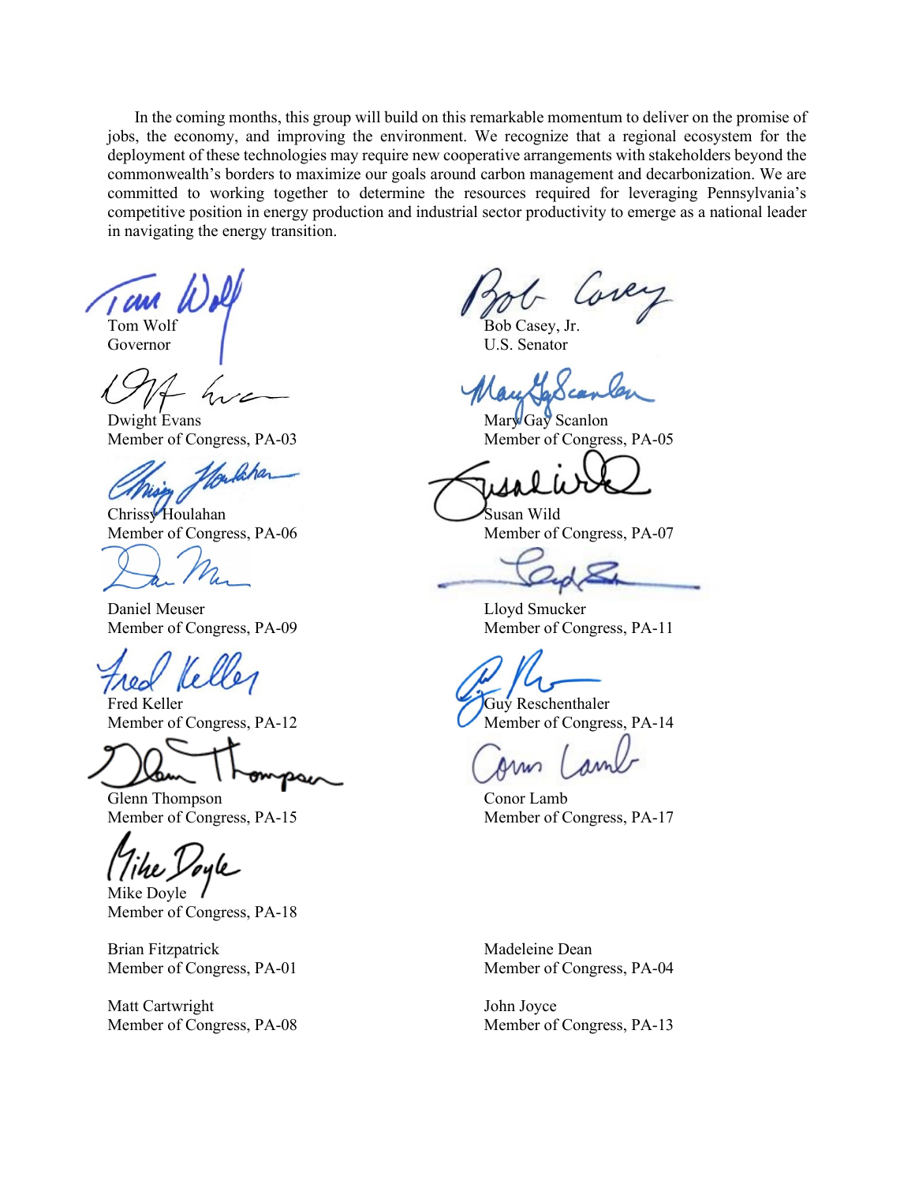In the coming months, this group will build on this remarkable momentum to deliver on the promise of jobs, the economy, and improving the environment. We recognize that a regional ecosystem for the deployment of these technologies may require new cooperative arrangements with stakeholders beyond the commonwealth's borders to maximize our goals around carbon management and decarbonization. We are committed to working together to determine the resources required for leveraging Pennsylvania's competitive position in energy production and industrial sector productivity to emerge as a national leader in navigating the energy transition.

Tom Wolf
Governor

Bob Casey, Jr.
U.S. Senator

Dwight Evans
Member of Congress, PA-03

Mary Gay Scanlon
Member of Congress, PA-05

Chrissy Houlahan
Member of Congress, PA-06

Susan Wild
Member of Congress, PA-07

Daniel Meuser
Member of Congress, PA-09

Lloyd Smucker
Member of Congress, PA-11

Fred Keller
Member of Congress, PA-12

Guy Reschenthaler
Member of Congress, PA-14

Glenn Thompson
Member of Congress, PA-15

Conor Lamb
Member of Congress, PA-17

Mike Doyle
Member of Congress, PA-18

Brian Fitzpatrick
Member of Congress, PA-01

Madeleine Dean
Member of Congress, PA-04

Matt Cartwright
Member of Congress, PA-08

John Joyce
Member of Congress, PA-13